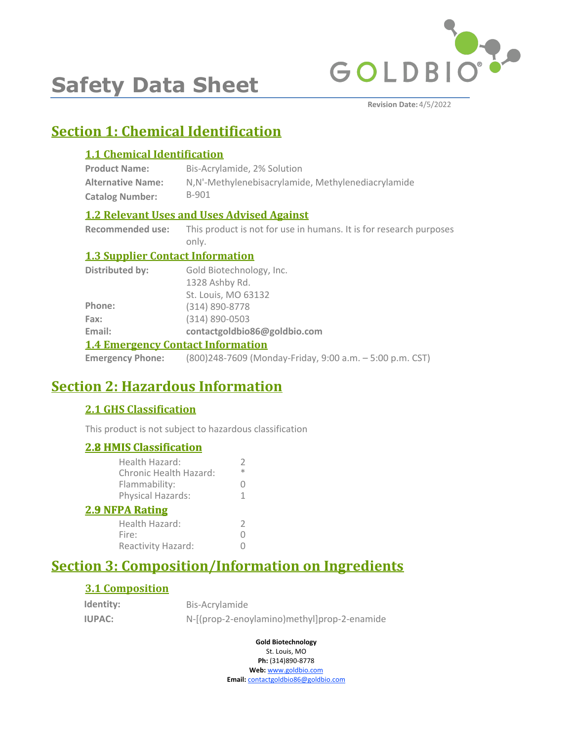# Safety Data Sheet

**Revision Date:** 4/5/2022

## Section 1: Chemical Identification

### 1.1 Chemical Identification

**Product Name:** Bis-Acrylamide, 2% Solution
**Alternative Name:** N,N'-Methylenebisacrylamide, Methylenediacrylamide
**Catalog Number:** B-901

### 1.2 Relevant Uses and Uses Advised Against

**Recommended use:** This product is not for use in humans. It is for research purposes only.

### 1.3 Supplier Contact Information

**Distributed by:** Gold Biotechnology, Inc.
1328 Ashby Rd.
St. Louis, MO 63132
**Phone:** (314) 890-8778
**Fax:** (314) 890-0503
**Email:** **contactgoldbio86@goldbio.com**

### 1.4 Emergency Contact Information

**Emergency Phone:** (800)248-7609 (Monday-Friday, 9:00 a.m. – 5:00 p.m. CST)

## Section 2: Hazardous Information

### 2.1 GHS Classification

This product is not subject to hazardous classification

### 2.8 HMIS Classification

| | |
|---|---|
| Health Hazard: | 2 |
| Chronic Health Hazard: | * |
| Flammability: | 0 |
| Physical Hazards: | 1 |

### 2.9 NFPA Rating

| | |
|---|---|
| Health Hazard: | 2 |
| Fire: | 0 |
| Reactivity Hazard: | 0 |

## Section 3: Composition/Information on Ingredients

### 3.1 Composition

**Identity:** Bis-Acrylamide
**IUPAC:** N-[(prop-2-enoylamino)methyl]prop-2-enamide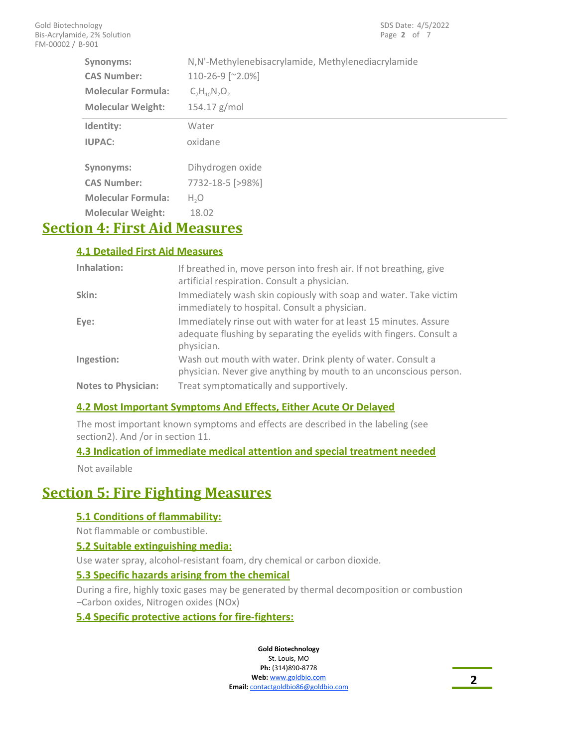| | |
|---|---|
| **Synonyms:** | N,N'-Methylenebisacrylamide, Methylenediacrylamide |
| **CAS Number:** | 110-26-9 [~2.0%] |
| **Molecular Formula:** | $C_7H_{10}N_2O_2$ |
| **Molecular Weight:** | 154.17 g/mol |

| | |
|---|---|
| **Identity:** | Water |
| **IUPAC:** | oxidane |
| **Synonyms:** | Dihydrogen oxide |
| **CAS Number:** | 7732-18-5 [>98%] |
| **Molecular Formula:** | $H_2O$ |
| **Molecular Weight:** | 18.02 |

# Section 4: First Aid Measures

## 4.1 Detailed First Aid Measures

**Inhalation:** If breathed in, move person into fresh air. If not breathing, give artificial respiration. Consult a physician.

**Skin:** Immediately wash skin copiously with soap and water. Take victim immediately to hospital. Consult a physician.

**Eye:** Immediately rinse out with water for at least 15 minutes. Assure adequate flushing by separating the eyelids with fingers. Consult a physician.

**Ingestion:** Wash out mouth with water. Drink plenty of water. Consult a physician. Never give anything by mouth to an unconscious person.

**Notes to Physician:** Treat symptomatically and supportively.

## 4.2 Most Important Symptoms And Effects, Either Acute Or Delayed

The most important known symptoms and effects are described in the labeling (see section2). And /or in section 11.

## 4.3 Indication of immediate medical attention and special treatment needed

Not available

# Section 5: Fire Fighting Measures

## 5.1 Conditions of flammability:

Not flammable or combustible.

## 5.2 Suitable extinguishing media:

Use water spray, alcohol-resistant foam, dry chemical or carbon dioxide.

## 5.3 Specific hazards arising from the chemical

During a fire, highly toxic gases may be generated by thermal decomposition or combustion –Carbon oxides, Nitrogen oxides (NOx)

## 5.4 Specific protective actions for fire-fighters: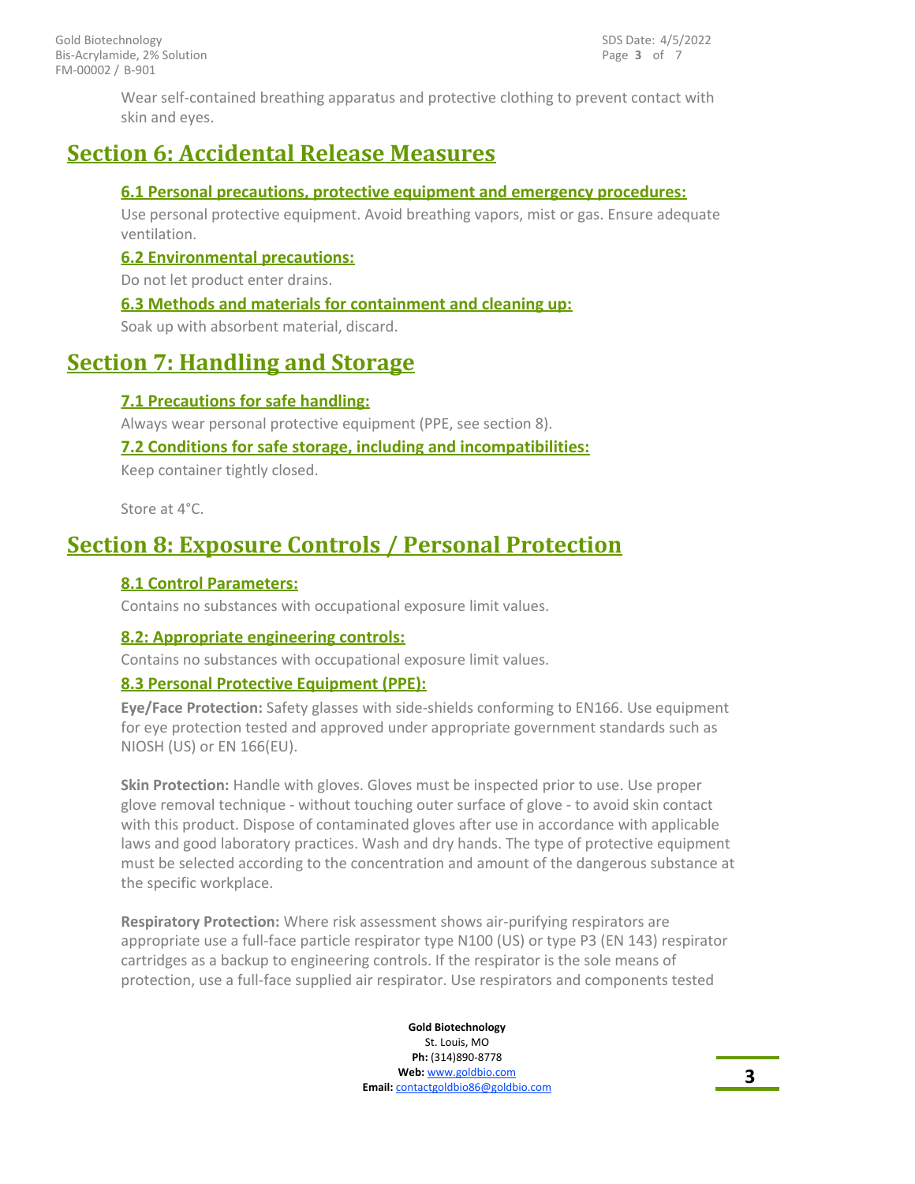Wear self-contained breathing apparatus and protective clothing to prevent contact with skin and eyes.

# Section 6: Accidental Release Measures

## 6.1 Personal precautions, protective equipment and emergency procedures:

Use personal protective equipment. Avoid breathing vapors, mist or gas. Ensure adequate ventilation.

## 6.2 Environmental precautions:

Do not let product enter drains.

## 6.3 Methods and materials for containment and cleaning up:

Soak up with absorbent material, discard.

# Section 7: Handling and Storage

## 7.1 Precautions for safe handling:

Always wear personal protective equipment (PPE, see section 8).

## 7.2 Conditions for safe storage, including and incompatibilities:

Keep container tightly closed.

Store at 4°C.

# Section 8: Exposure Controls / Personal Protection

## 8.1 Control Parameters:

Contains no substances with occupational exposure limit values.

## 8.2: Appropriate engineering controls:

Contains no substances with occupational exposure limit values.

## 8.3 Personal Protective Equipment (PPE):

**Eye/Face Protection:** Safety glasses with side-shields conforming to EN166. Use equipment for eye protection tested and approved under appropriate government standards such as NIOSH (US) or EN 166(EU).

**Skin Protection:** Handle with gloves. Gloves must be inspected prior to use. Use proper glove removal technique - without touching outer surface of glove - to avoid skin contact with this product. Dispose of contaminated gloves after use in accordance with applicable laws and good laboratory practices. Wash and dry hands. The type of protective equipment must be selected according to the concentration and amount of the dangerous substance at the specific workplace.

**Respiratory Protection:** Where risk assessment shows air-purifying respirators are appropriate use a full-face particle respirator type N100 (US) or type P3 (EN 143) respirator cartridges as a backup to engineering controls. If the respirator is the sole means of protection, use a full-face supplied air respirator. Use respirators and components tested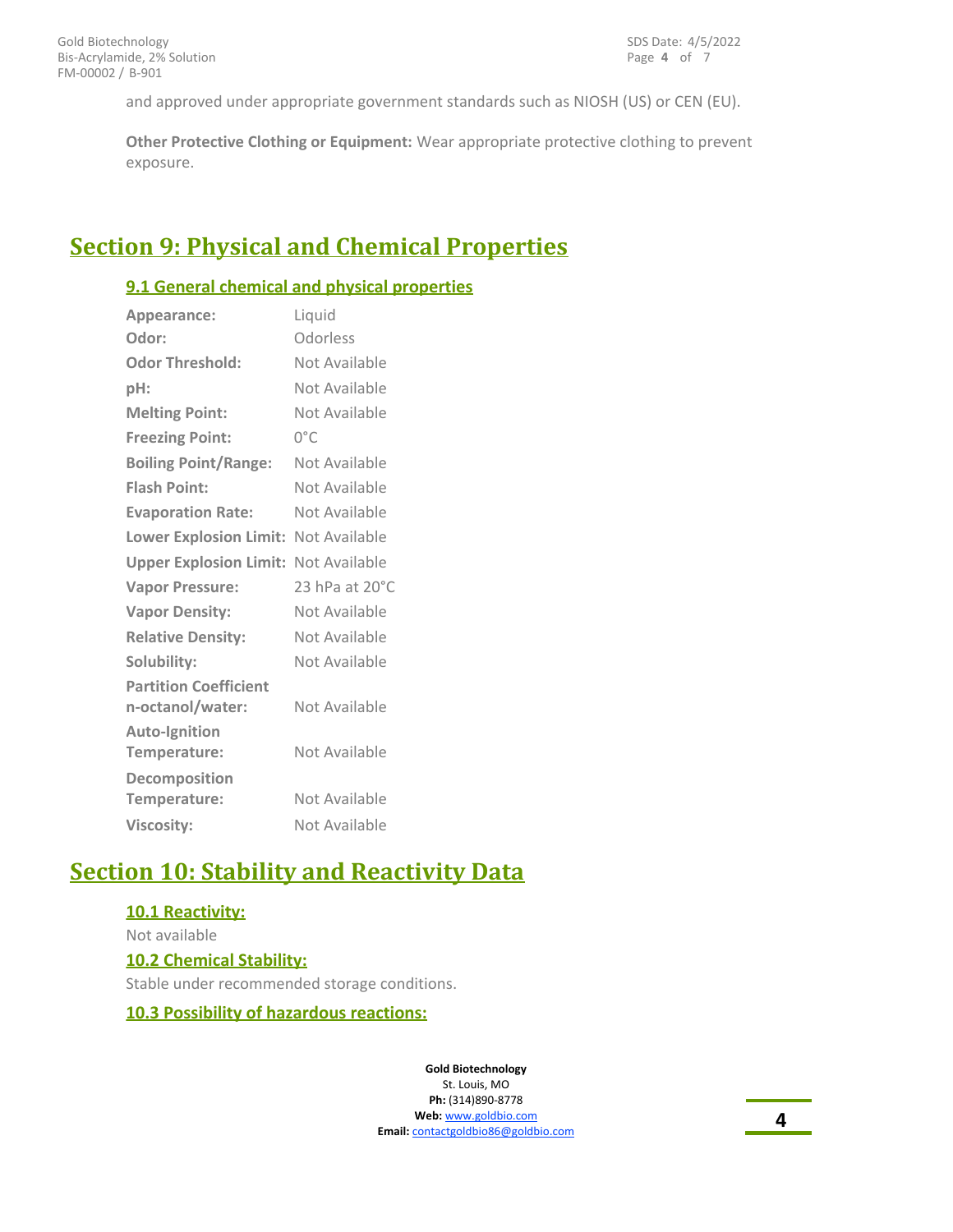and approved under appropriate government standards such as NIOSH (US) or CEN (EU).

**Other Protective Clothing or Equipment:** Wear appropriate protective clothing to prevent exposure.

## Section 9: Physical and Chemical Properties

### 9.1 General chemical and physical properties

| | |
|---|---|
| **Appearance:** | Liquid |
| **Odor:** | Odorless |
| **Odor Threshold:** | Not Available |
| **pH:** | Not Available |
| **Melting Point:** | Not Available |
| **Freezing Point:** | 0°C |
| **Boiling Point/Range:** | Not Available |
| **Flash Point:** | Not Available |
| **Evaporation Rate:** | Not Available |
| **Lower Explosion Limit:** | Not Available |
| **Upper Explosion Limit:** | Not Available |
| **Vapor Pressure:** | 23 hPa at 20°C |
| **Vapor Density:** | Not Available |
| **Relative Density:** | Not Available |
| **Solubility:** | Not Available |
| **Partition Coefficient n-octanol/water:** | Not Available |
| **Auto-Ignition Temperature:** | Not Available |
| **Decomposition Temperature:** | Not Available |
| **Viscosity:** | Not Available |

## Section 10: Stability and Reactivity Data

### 10.1 Reactivity:

Not available

### 10.2 Chemical Stability:

Stable under recommended storage conditions.

### 10.3 Possibility of hazardous reactions: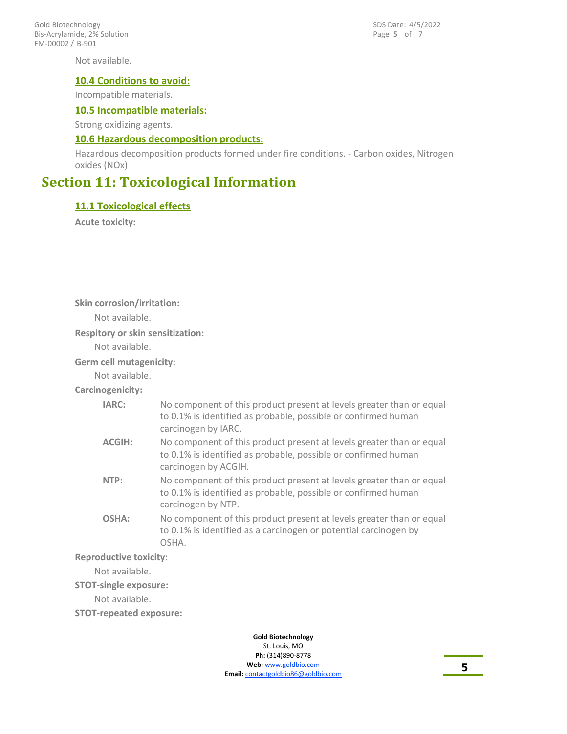Not available.

### 10.4 Conditions to avoid:

Incompatible materials.

### 10.5 Incompatible materials:

Strong oxidizing agents.

### 10.6 Hazardous decomposition products:

Hazardous decomposition products formed under fire conditions. - Carbon oxides, Nitrogen oxides (NOx)

## Section 11: Toxicological Information

### 11.1 Toxicological effects

**Acute toxicity:**

**Skin corrosion/irritation:**

Not available.

**Respitory or skin sensitization:**

Not available.

**Germ cell mutagenicity:**

Not available.

**Carcinogenicity:**

**IARC:** No component of this product present at levels greater than or equal to 0.1% is identified as probable, possible or confirmed human carcinogen by IARC.

**ACGIH:** No component of this product present at levels greater than or equal to 0.1% is identified as probable, possible or confirmed human carcinogen by ACGIH.

**NTP:** No component of this product present at levels greater than or equal to 0.1% is identified as probable, possible or confirmed human carcinogen by NTP.

**OSHA:** No component of this product present at levels greater than or equal to 0.1% is identified as a carcinogen or potential carcinogen by OSHA.

**Reproductive toxicity:**

Not available.

**STOT-single exposure:**

Not available.

**STOT-repeated exposure:**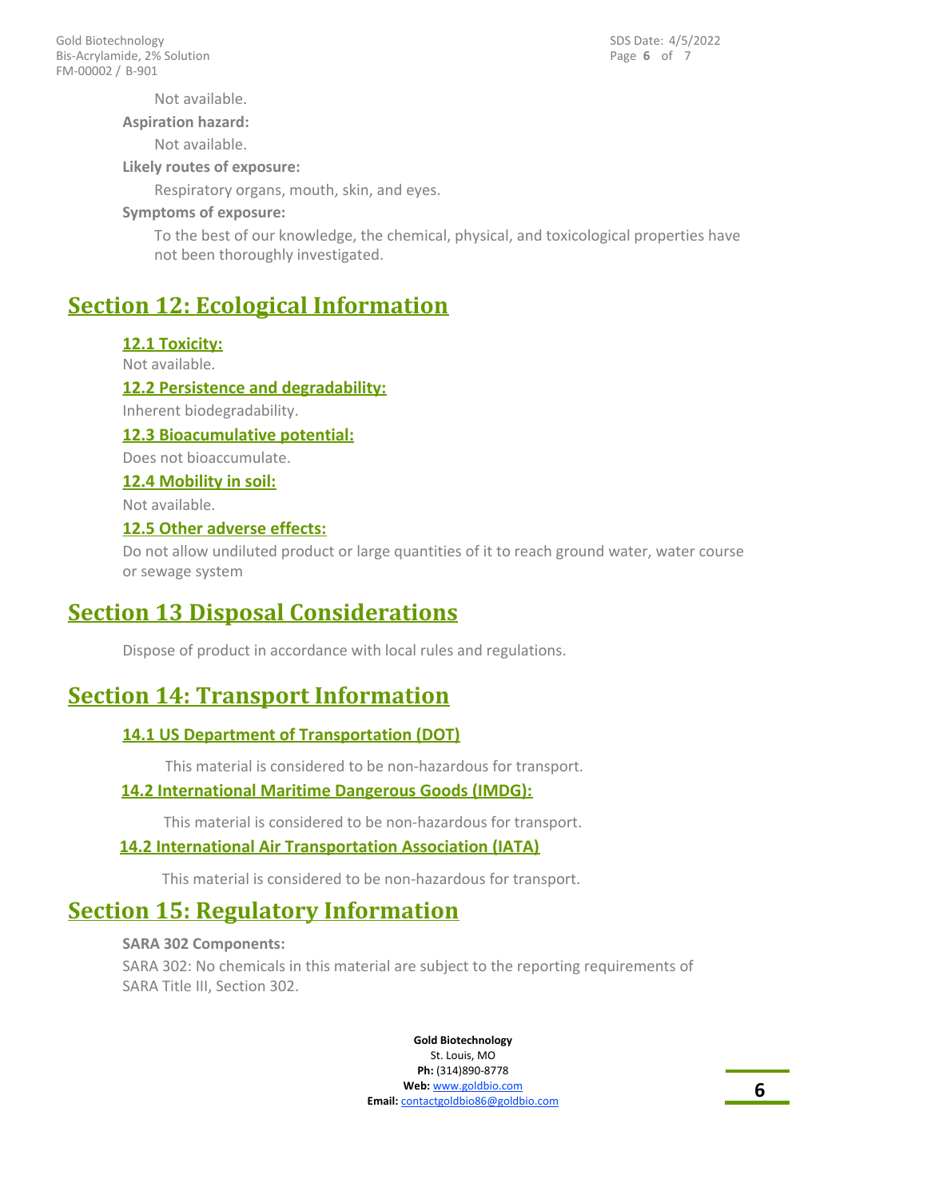Not available.

**Aspiration hazard:**

Not available.

**Likely routes of exposure:**

Respiratory organs, mouth, skin, and eyes.

**Symptoms of exposure:**

To the best of our knowledge, the chemical, physical, and toxicological properties have not been thoroughly investigated.

## Section 12: Ecological Information

### 12.1 Toxicity:

Not available.

### 12.2 Persistence and degradability:

Inherent biodegradability.

### 12.3 Bioacumulative potential:

Does not bioaccumulate.

### 12.4 Mobility in soil:

Not available.

### 12.5 Other adverse effects:

Do not allow undiluted product or large quantities of it to reach ground water, water course or sewage system

## Section 13 Disposal Considerations

Dispose of product in accordance with local rules and regulations.

## Section 14: Transport Information

### 14.1 US Department of Transportation (DOT)

This material is considered to be non-hazardous for transport.

### 14.2 International Maritime Dangerous Goods (IMDG):

This material is considered to be non-hazardous for transport.

### 14.2 International Air Transportation Association (IATA)

This material is considered to be non-hazardous for transport.

## Section 15: Regulatory Information

**SARA 302 Components:**

SARA 302: No chemicals in this material are subject to the reporting requirements of SARA Title III, Section 302.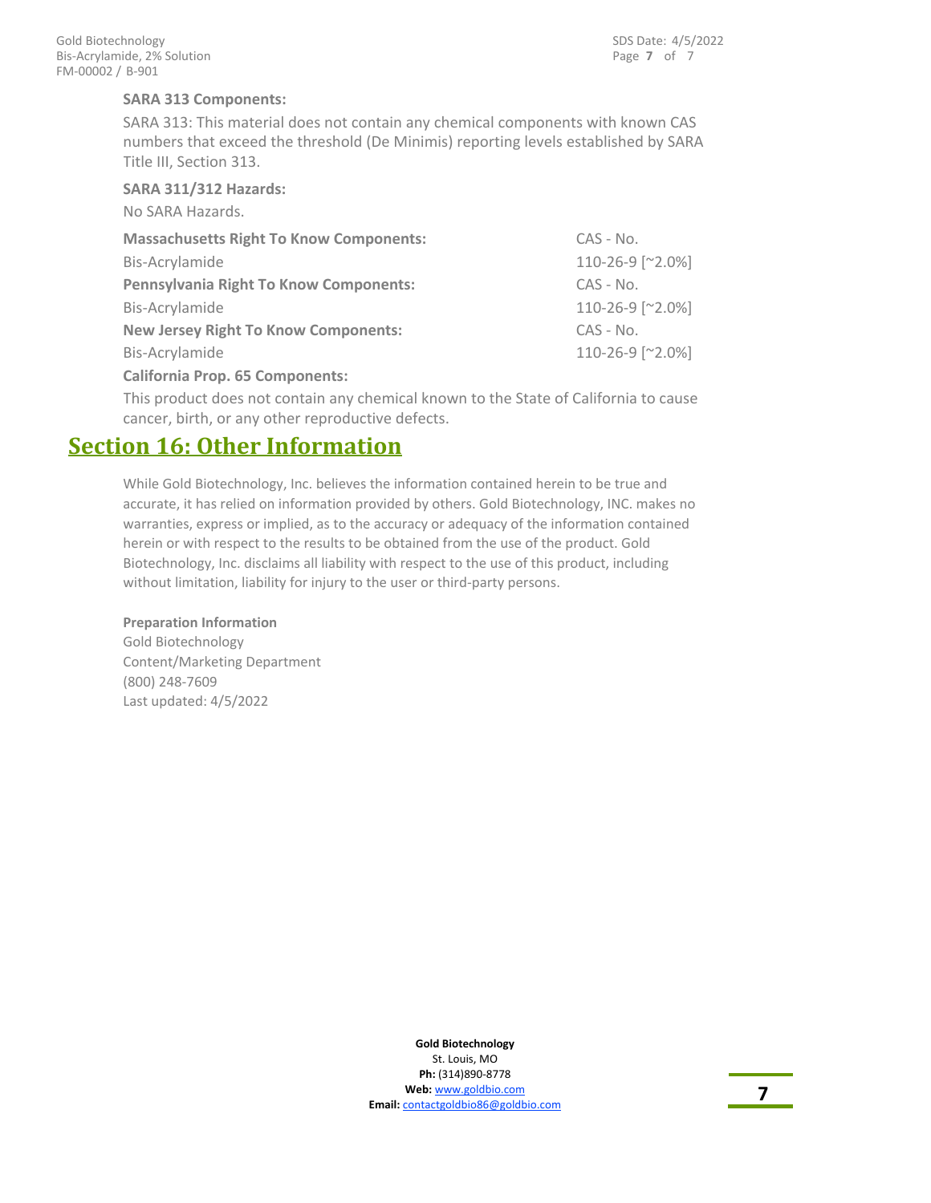**SARA 313 Components:**

SARA 313: This material does not contain any chemical components with known CAS numbers that exceed the threshold (De Minimis) reporting levels established by SARA Title III, Section 313.

**SARA 311/312 Hazards:**

No SARA Hazards.

| **Massachusetts Right To Know Components:** | CAS - No. |
|---|---|
| Bis-Acrylamide | 110-26-9 [~2.0%] |
| **Pennsylvania Right To Know Components:** | CAS - No. |
| Bis-Acrylamide | 110-26-9 [~2.0%] |
| **New Jersey Right To Know Components:** | CAS - No. |
| Bis-Acrylamide | 110-26-9 [~2.0%] |

**California Prop. 65 Components:**

This product does not contain any chemical known to the State of California to cause cancer, birth, or any other reproductive defects.

## Section 16: Other Information

While Gold Biotechnology, Inc. believes the information contained herein to be true and accurate, it has relied on information provided by others. Gold Biotechnology, INC. makes no warranties, express or implied, as to the accuracy or adequacy of the information contained herein or with respect to the results to be obtained from the use of the product. Gold Biotechnology, Inc. disclaims all liability with respect to the use of this product, including without limitation, liability for injury to the user or third-party persons.

**Preparation Information**

Gold Biotechnology
Content/Marketing Department
(800) 248-7609
Last updated: 4/5/2022